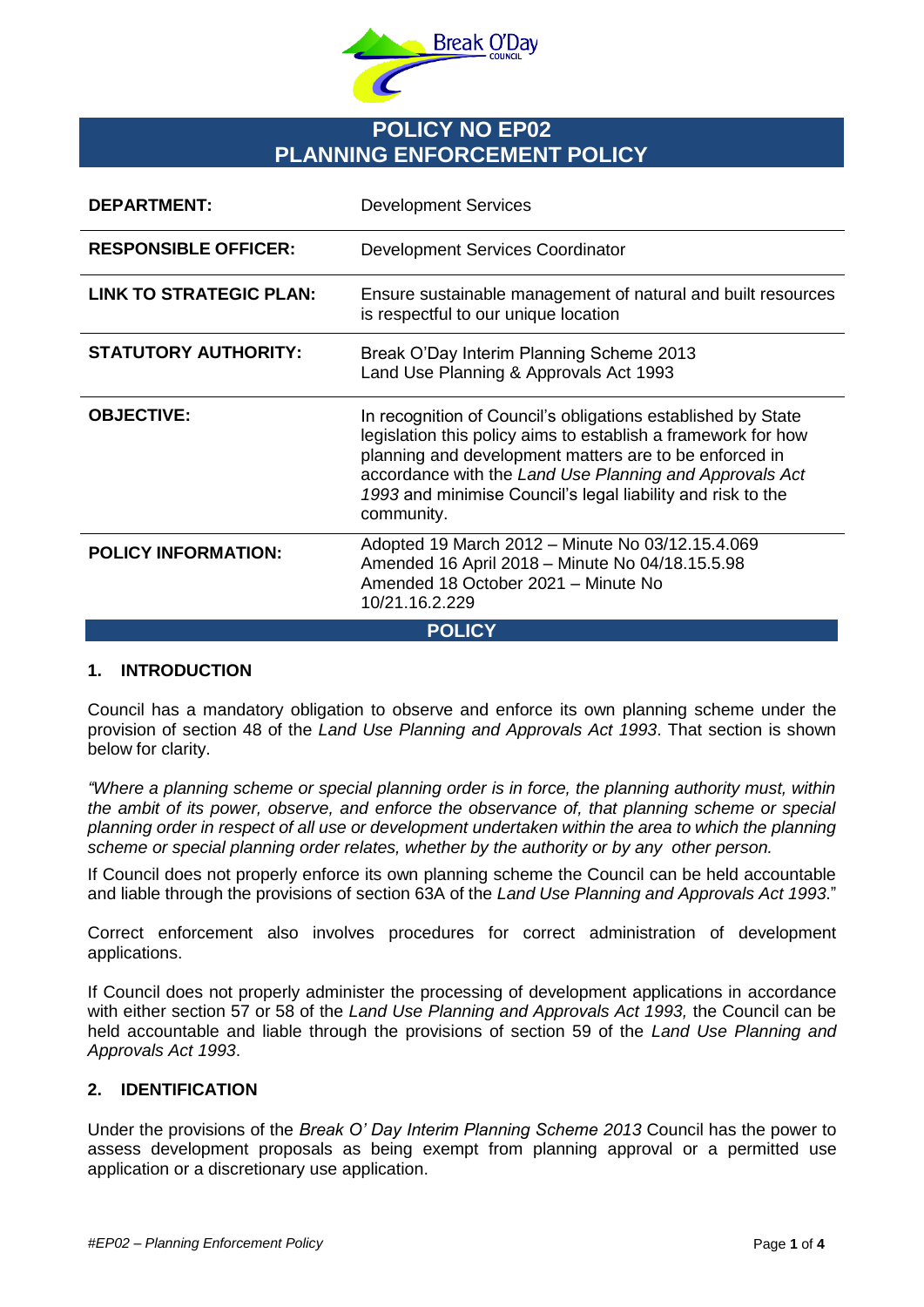# POLICY NO EP02
# PLANNING ENFORCEMENT POLICY

| | |
|---|---|
| **DEPARTMENT:** | Development Services |
| **RESPONSIBLE OFFICER:** | Development Services Coordinator |
| **LINK TO STRATEGIC PLAN:** | Ensure sustainable management of natural and built resources is respectful to our unique location |
| **STATUTORY AUTHORITY:** | Break O'Day Interim Planning Scheme 2013<br>Land Use Planning & Approvals Act 1993 |
| **OBJECTIVE:** | In recognition of Council's obligations established by State legislation this policy aims to establish a framework for how planning and development matters are to be enforced in accordance with the *Land Use Planning and Approvals Act 1993* and minimise Council's legal liability and risk to the community. |
| **POLICY INFORMATION:** | Adopted 19 March 2012 – Minute No 03/12.15.4.069<br>Amended 16 April 2018 – Minute No 04/18.15.5.98<br>Amended 18 October 2021 – Minute No 10/21.16.2.229 |

## POLICY

### 1. INTRODUCTION

Council has a mandatory obligation to observe and enforce its own planning scheme under the provision of section 48 of the *Land Use Planning and Approvals Act 1993*. That section is shown below for clarity.

*"Where a planning scheme or special planning order is in force, the planning authority must, within the ambit of its power, observe, and enforce the observance of, that planning scheme or special planning order in respect of all use or development undertaken within the area to which the planning scheme or special planning order relates, whether by the authority or by any other person.*

If Council does not properly enforce its own planning scheme the Council can be held accountable and liable through the provisions of section 63A of the *Land Use Planning and Approvals Act 1993*."

Correct enforcement also involves procedures for correct administration of development applications.

If Council does not properly administer the processing of development applications in accordance with either section 57 or 58 of the *Land Use Planning and Approvals Act 1993,* the Council can be held accountable and liable through the provisions of section 59 of the *Land Use Planning and Approvals Act 1993*.

### 2. IDENTIFICATION

Under the provisions of the *Break O' Day Interim Planning Scheme 2013* Council has the power to assess development proposals as being exempt from planning approval or a permitted use application or a discretionary use application.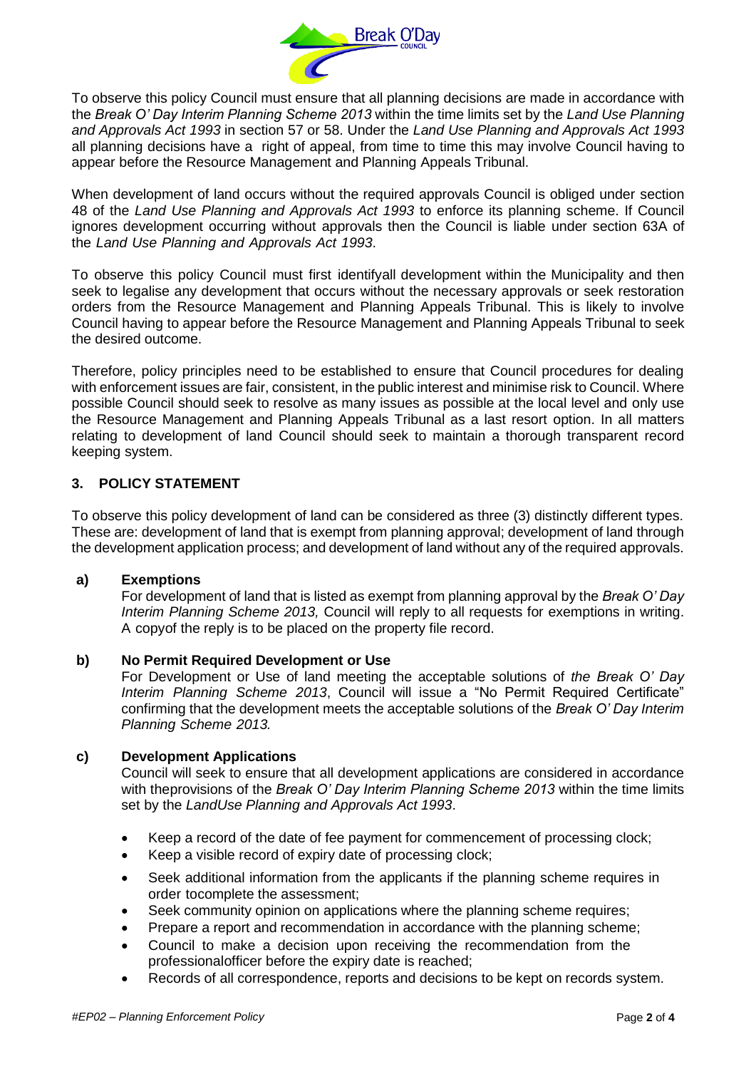To observe this policy Council must ensure that all planning decisions are made in accordance with the *Break O' Day Interim Planning Scheme 2013* within the time limits set by the *Land Use Planning and Approvals Act 1993* in section 57 or 58. Under the *Land Use Planning and Approvals Act 1993* all planning decisions have a right of appeal, from time to time this may involve Council having to appear before the Resource Management and Planning Appeals Tribunal.

When development of land occurs without the required approvals Council is obliged under section 48 of the *Land Use Planning and Approvals Act 1993* to enforce its planning scheme. If Council ignores development occurring without approvals then the Council is liable under section 63A of the *Land Use Planning and Approvals Act 1993*.

To observe this policy Council must first identifyall development within the Municipality and then seek to legalise any development that occurs without the necessary approvals or seek restoration orders from the Resource Management and Planning Appeals Tribunal. This is likely to involve Council having to appear before the Resource Management and Planning Appeals Tribunal to seek the desired outcome.

Therefore, policy principles need to be established to ensure that Council procedures for dealing with enforcement issues are fair, consistent, in the public interest and minimise risk to Council. Where possible Council should seek to resolve as many issues as possible at the local level and only use the Resource Management and Planning Appeals Tribunal as a last resort option. In all matters relating to development of land Council should seek to maintain a thorough transparent record keeping system.

## 3. POLICY STATEMENT

To observe this policy development of land can be considered as three (3) distinctly different types. These are: development of land that is exempt from planning approval; development of land through the development application process; and development of land without any of the required approvals.

**a) Exemptions**

For development of land that is listed as exempt from planning approval by the *Break O' Day Interim Planning Scheme 2013,* Council will reply to all requests for exemptions in writing. A copyof the reply is to be placed on the property file record.

**b) No Permit Required Development or Use**

For Development or Use of land meeting the acceptable solutions of *the Break O' Day Interim Planning Scheme 2013*, Council will issue a "No Permit Required Certificate" confirming that the development meets the acceptable solutions of the *Break O' Day Interim Planning Scheme 2013.*

**c) Development Applications**

Council will seek to ensure that all development applications are considered in accordance with theprovisions of the *Break O' Day Interim Planning Scheme 2013* within the time limits set by the *LandUse Planning and Approvals Act 1993*.

- Keep a record of the date of fee payment for commencement of processing clock;
- Keep a visible record of expiry date of processing clock;
- Seek additional information from the applicants if the planning scheme requires in order tocomplete the assessment;
- Seek community opinion on applications where the planning scheme requires;
- Prepare a report and recommendation in accordance with the planning scheme;
- Council to make a decision upon receiving the recommendation from the professionalofficer before the expiry date is reached;
- Records of all correspondence, reports and decisions to be kept on records system.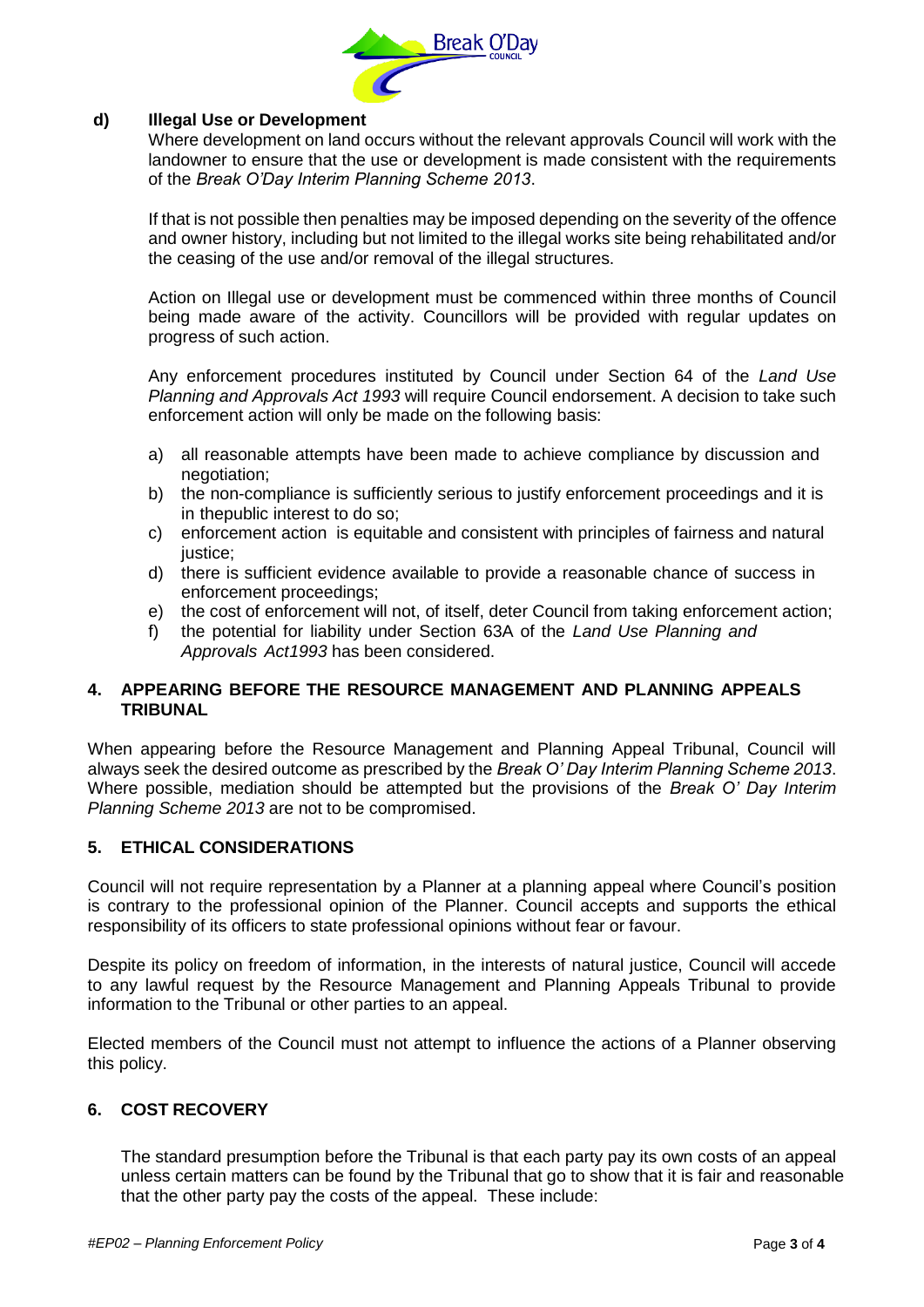**d) Illegal Use or Development**

Where development on land occurs without the relevant approvals Council will work with the landowner to ensure that the use or development is made consistent with the requirements of the *Break O'Day Interim Planning Scheme 2013*.

If that is not possible then penalties may be imposed depending on the severity of the offence and owner history, including but not limited to the illegal works site being rehabilitated and/or the ceasing of the use and/or removal of the illegal structures.

Action on Illegal use or development must be commenced within three months of Council being made aware of the activity. Councillors will be provided with regular updates on progress of such action.

Any enforcement procedures instituted by Council under Section 64 of the *Land Use Planning and Approvals Act 1993* will require Council endorsement. A decision to take such enforcement action will only be made on the following basis:

a) all reasonable attempts have been made to achieve compliance by discussion and negotiation;
b) the non-compliance is sufficiently serious to justify enforcement proceedings and it is in thepublic interest to do so;
c) enforcement action is equitable and consistent with principles of fairness and natural justice;
d) there is sufficient evidence available to provide a reasonable chance of success in enforcement proceedings;
e) the cost of enforcement will not, of itself, deter Council from taking enforcement action;
f) the potential for liability under Section 63A of the *Land Use Planning and Approvals Act1993* has been considered.

## 4. APPEARING BEFORE THE RESOURCE MANAGEMENT AND PLANNING APPEALS TRIBUNAL

When appearing before the Resource Management and Planning Appeal Tribunal, Council will always seek the desired outcome as prescribed by the *Break O' Day Interim Planning Scheme 2013*. Where possible, mediation should be attempted but the provisions of the *Break O' Day Interim Planning Scheme 2013* are not to be compromised.

## 5. ETHICAL CONSIDERATIONS

Council will not require representation by a Planner at a planning appeal where Council's position is contrary to the professional opinion of the Planner. Council accepts and supports the ethical responsibility of its officers to state professional opinions without fear or favour.

Despite its policy on freedom of information, in the interests of natural justice, Council will accede to any lawful request by the Resource Management and Planning Appeals Tribunal to provide information to the Tribunal or other parties to an appeal.

Elected members of the Council must not attempt to influence the actions of a Planner observing this policy.

## 6. COST RECOVERY

The standard presumption before the Tribunal is that each party pay its own costs of an appeal unless certain matters can be found by the Tribunal that go to show that it is fair and reasonable that the other party pay the costs of the appeal. These include: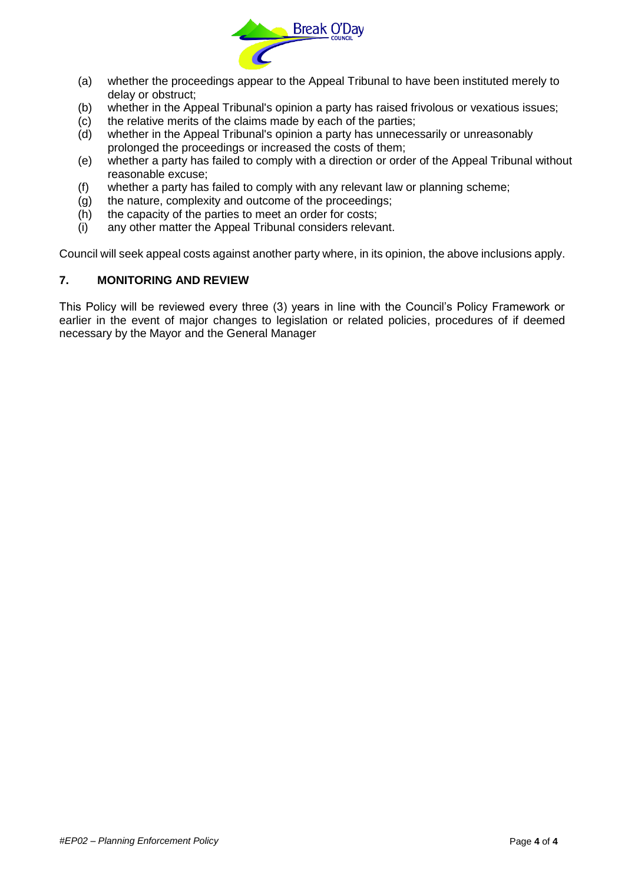(a) whether the proceedings appear to the Appeal Tribunal to have been instituted merely to delay or obstruct;
(b) whether in the Appeal Tribunal's opinion a party has raised frivolous or vexatious issues;
(c) the relative merits of the claims made by each of the parties;
(d) whether in the Appeal Tribunal's opinion a party has unnecessarily or unreasonably prolonged the proceedings or increased the costs of them;
(e) whether a party has failed to comply with a direction or order of the Appeal Tribunal without reasonable excuse;
(f) whether a party has failed to comply with any relevant law or planning scheme;
(g) the nature, complexity and outcome of the proceedings;
(h) the capacity of the parties to meet an order for costs;
(i) any other matter the Appeal Tribunal considers relevant.

Council will seek appeal costs against another party where, in its opinion, the above inclusions apply.

## 7. MONITORING AND REVIEW

This Policy will be reviewed every three (3) years in line with the Council's Policy Framework or earlier in the event of major changes to legislation or related policies, procedures of if deemed necessary by the Mayor and the General Manager